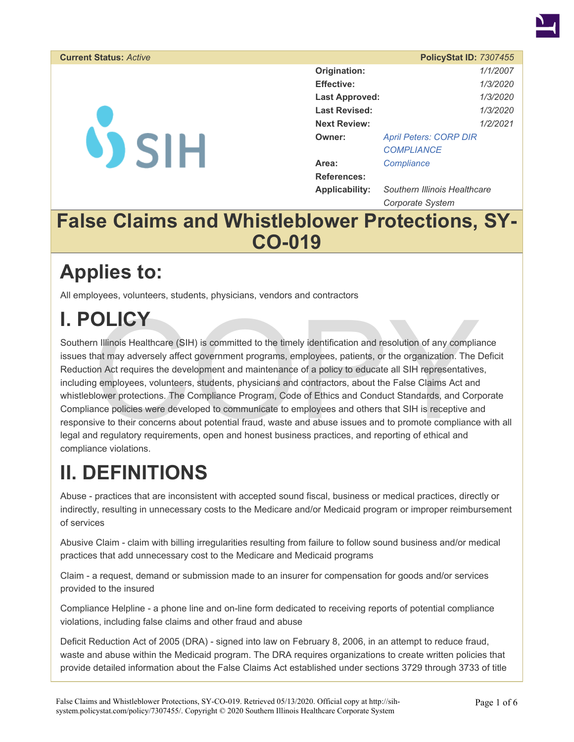**Current Status:** *Active*

**PolicyStat ID:** *7307455*

| | |
|---|---|
| **Origination:** | *1/1/2007* |
| **Effective:** | *1/3/2020* |
| **Last Approved:** | *1/3/2020* |
| **Last Revised:** | *1/3/2020* |
| **Next Review:** | *1/2/2021* |
| **Owner:** | *April Peters: CORP DIR COMPLIANCE* |
| **Area:** | *Compliance* |
| **References:** | |
| **Applicability:** | *Southern Illinois Healthcare Corporate System* |

# False Claims and Whistleblower Protections, SY-CO-019

# Applies to:

All employees, volunteers, students, physicians, vendors and contractors

# I. POLICY

Southern Illinois Healthcare (SIH) is committed to the timely identification and resolution of any compliance issues that may adversely affect government programs, employees, patients, or the organization. The Deficit Reduction Act requires the development and maintenance of a policy to educate all SIH representatives, including employees, volunteers, students, physicians and contractors, about the False Claims Act and whistleblower protections. The Compliance Program, Code of Ethics and Conduct Standards, and Corporate Compliance policies were developed to communicate to employees and others that SIH is receptive and responsive to their concerns about potential fraud, waste and abuse issues and to promote compliance with all legal and regulatory requirements, open and honest business practices, and reporting of ethical and compliance violations.

# II. DEFINITIONS

Abuse - practices that are inconsistent with accepted sound fiscal, business or medical practices, directly or indirectly, resulting in unnecessary costs to the Medicare and/or Medicaid program or improper reimbursement of services

Abusive Claim - claim with billing irregularities resulting from failure to follow sound business and/or medical practices that add unnecessary cost to the Medicare and Medicaid programs

Claim - a request, demand or submission made to an insurer for compensation for goods and/or services provided to the insured

Compliance Helpline - a phone line and on-line form dedicated to receiving reports of potential compliance violations, including false claims and other fraud and abuse

Deficit Reduction Act of 2005 (DRA) - signed into law on February 8, 2006, in an attempt to reduce fraud, waste and abuse within the Medicaid program. The DRA requires organizations to create written policies that provide detailed information about the False Claims Act established under sections 3729 through 3733 of title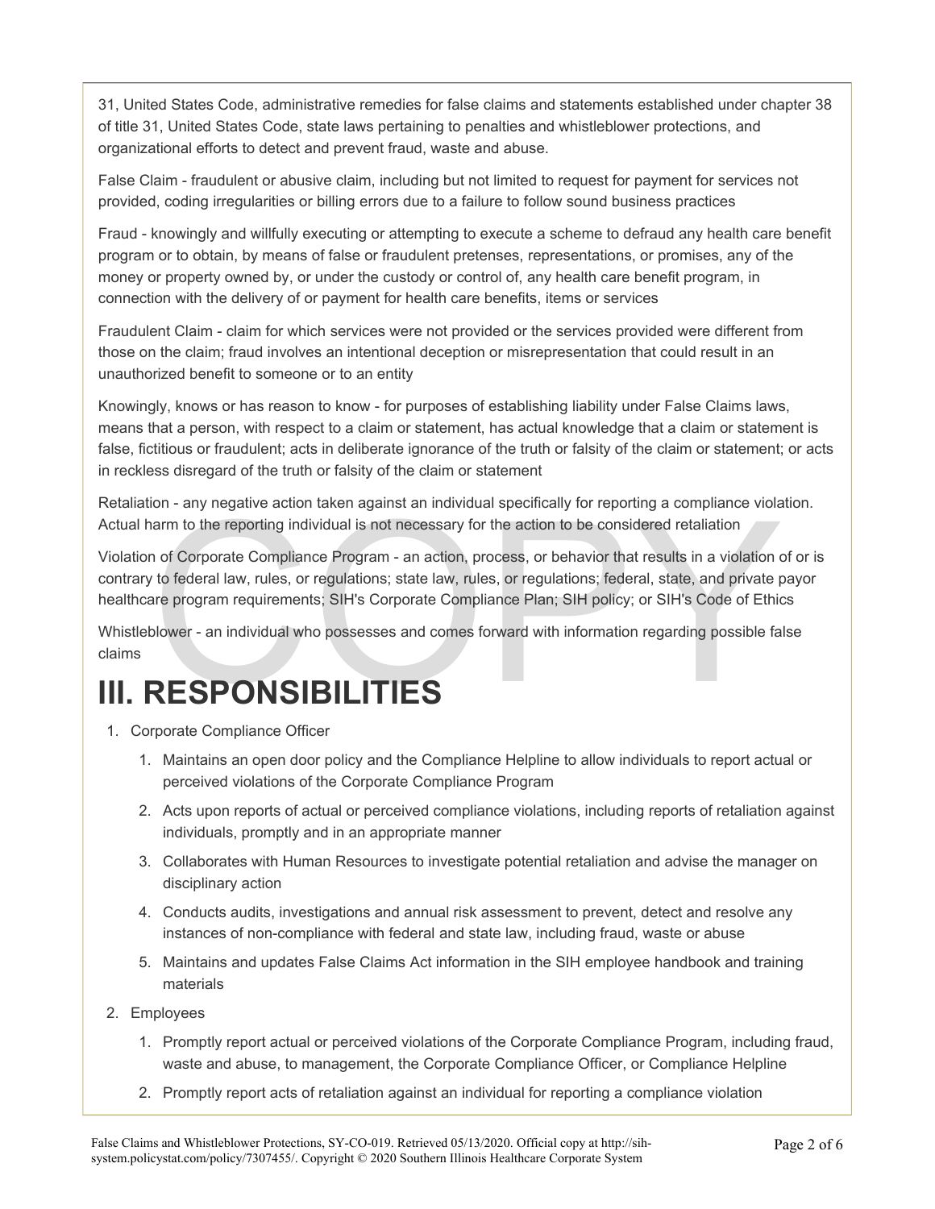31, United States Code, administrative remedies for false claims and statements established under chapter 38 of title 31, United States Code, state laws pertaining to penalties and whistleblower protections, and organizational efforts to detect and prevent fraud, waste and abuse.

False Claim - fraudulent or abusive claim, including but not limited to request for payment for services not provided, coding irregularities or billing errors due to a failure to follow sound business practices

Fraud - knowingly and willfully executing or attempting to execute a scheme to defraud any health care benefit program or to obtain, by means of false or fraudulent pretenses, representations, or promises, any of the money or property owned by, or under the custody or control of, any health care benefit program, in connection with the delivery of or payment for health care benefits, items or services

Fraudulent Claim - claim for which services were not provided or the services provided were different from those on the claim; fraud involves an intentional deception or misrepresentation that could result in an unauthorized benefit to someone or to an entity

Knowingly, knows or has reason to know - for purposes of establishing liability under False Claims laws, means that a person, with respect to a claim or statement, has actual knowledge that a claim or statement is false, fictitious or fraudulent; acts in deliberate ignorance of the truth or falsity of the claim or statement; or acts in reckless disregard of the truth or falsity of the claim or statement

Retaliation - any negative action taken against an individual specifically for reporting a compliance violation. Actual harm to the reporting individual is not necessary for the action to be considered retaliation

Violation of Corporate Compliance Program - an action, process, or behavior that results in a violation of or is contrary to federal law, rules, or regulations; state law, rules, or regulations; federal, state, and private payor healthcare program requirements; SIH's Corporate Compliance Plan; SIH policy; or SIH's Code of Ethics

Whistleblower - an individual who possesses and comes forward with information regarding possible false claims

# III. RESPONSIBILITIES

1. Corporate Compliance Officer
   1. Maintains an open door policy and the Compliance Helpline to allow individuals to report actual or perceived violations of the Corporate Compliance Program
   2. Acts upon reports of actual or perceived compliance violations, including reports of retaliation against individuals, promptly and in an appropriate manner
   3. Collaborates with Human Resources to investigate potential retaliation and advise the manager on disciplinary action
   4. Conducts audits, investigations and annual risk assessment to prevent, detect and resolve any instances of non-compliance with federal and state law, including fraud, waste or abuse
   5. Maintains and updates False Claims Act information in the SIH employee handbook and training materials
2. Employees
   1. Promptly report actual or perceived violations of the Corporate Compliance Program, including fraud, waste and abuse, to management, the Corporate Compliance Officer, or Compliance Helpline
   2. Promptly report acts of retaliation against an individual for reporting a compliance violation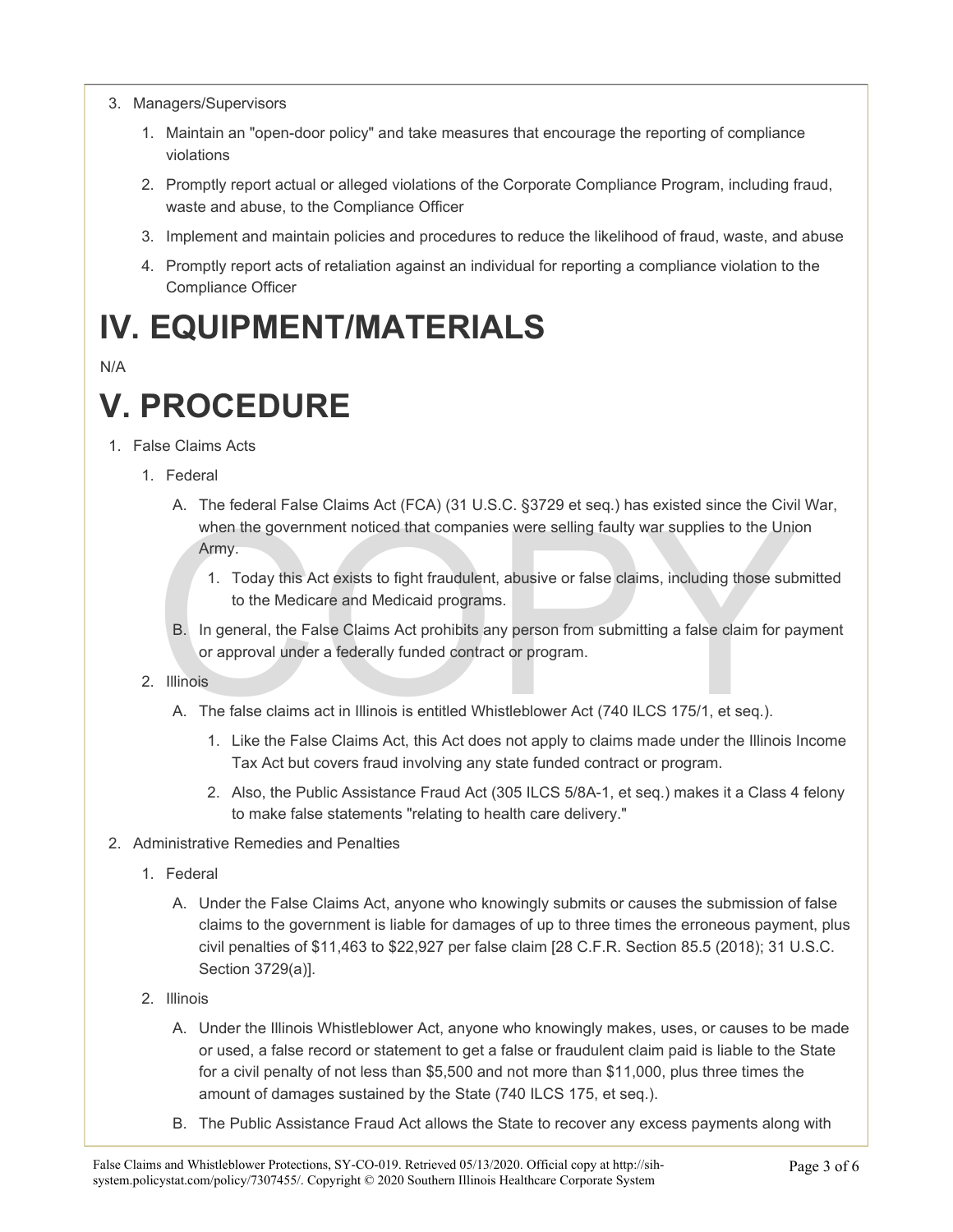3. Managers/Supervisors
   1. Maintain an "open-door policy" and take measures that encourage the reporting of compliance violations
   2. Promptly report actual or alleged violations of the Corporate Compliance Program, including fraud, waste and abuse, to the Compliance Officer
   3. Implement and maintain policies and procedures to reduce the likelihood of fraud, waste, and abuse
   4. Promptly report acts of retaliation against an individual for reporting a compliance violation to the Compliance Officer

# IV. EQUIPMENT/MATERIALS

N/A

# V. PROCEDURE

1. False Claims Acts
   1. Federal
      A. The federal False Claims Act (FCA) (31 U.S.C. §3729 et seq.) has existed since the Civil War, when the government noticed that companies were selling faulty war supplies to the Union Army.
         1. Today this Act exists to fight fraudulent, abusive or false claims, including those submitted to the Medicare and Medicaid programs.

      B. In general, the False Claims Act prohibits any person from submitting a false claim for payment or approval under a federally funded contract or program.
   2. Illinois
      A. The false claims act in Illinois is entitled Whistleblower Act (740 ILCS 175/1, et seq.).
         1. Like the False Claims Act, this Act does not apply to claims made under the Illinois Income Tax Act but covers fraud involving any state funded contract or program.
         2. Also, the Public Assistance Fraud Act (305 ILCS 5/8A-1, et seq.) makes it a Class 4 felony to make false statements "relating to health care delivery."
2. Administrative Remedies and Penalties
   1. Federal
      A. Under the False Claims Act, anyone who knowingly submits or causes the submission of false claims to the government is liable for damages of up to three times the erroneous payment, plus civil penalties of $11,463 to $22,927 per false claim [28 C.F.R. Section 85.5 (2018); 31 U.S.C. Section 3729(a)].
   2. Illinois
      A. Under the Illinois Whistleblower Act, anyone who knowingly makes, uses, or causes to be made or used, a false record or statement to get a false or fraudulent claim paid is liable to the State for a civil penalty of not less than $5,500 and not more than $11,000, plus three times the amount of damages sustained by the State (740 ILCS 175, et seq.).

      B. The Public Assistance Fraud Act allows the State to recover any excess payments along with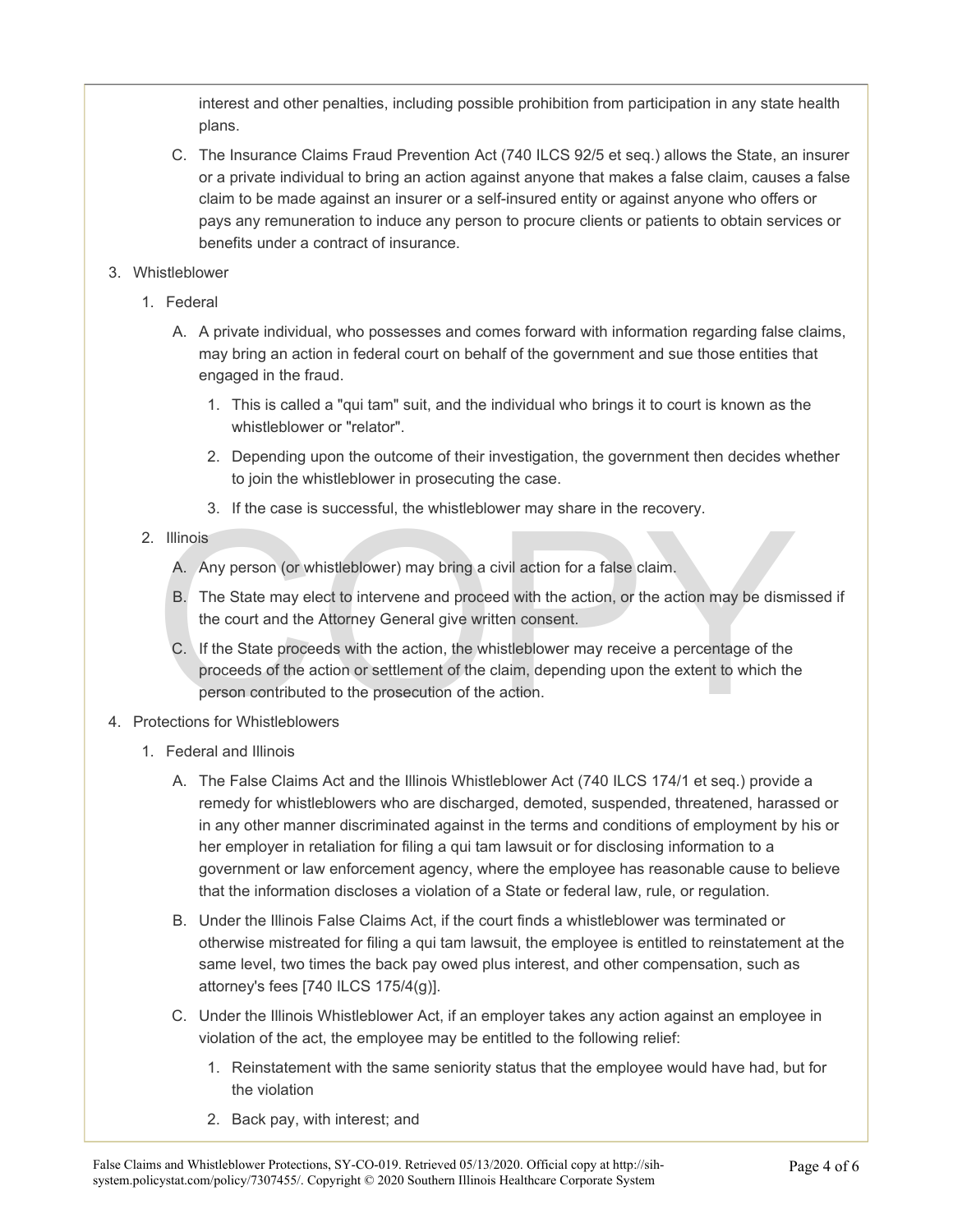interest and other penalties, including possible prohibition from participation in any state health plans.

C. The Insurance Claims Fraud Prevention Act (740 ILCS 92/5 et seq.) allows the State, an insurer or a private individual to bring an action against anyone that makes a false claim, causes a false claim to be made against an insurer or a self-insured entity or against anyone who offers or pays any remuneration to induce any person to procure clients or patients to obtain services or benefits under a contract of insurance.

3. Whistleblower

   1. Federal

      A. A private individual, who possesses and comes forward with information regarding false claims, may bring an action in federal court on behalf of the government and sue those entities that engaged in the fraud.

         1. This is called a "qui tam" suit, and the individual who brings it to court is known as the whistleblower or "relator".
         2. Depending upon the outcome of their investigation, the government then decides whether to join the whistleblower in prosecuting the case.
         3. If the case is successful, the whistleblower may share in the recovery.

   2. Illinois

      A. Any person (or whistleblower) may bring a civil action for a false claim.

      B. The State may elect to intervene and proceed with the action, or the action may be dismissed if the court and the Attorney General give written consent.

      C. If the State proceeds with the action, the whistleblower may receive a percentage of the proceeds of the action or settlement of the claim, depending upon the extent to which the person contributed to the prosecution of the action.

4. Protections for Whistleblowers

   1. Federal and Illinois

      A. The False Claims Act and the Illinois Whistleblower Act (740 ILCS 174/1 et seq.) provide a remedy for whistleblowers who are discharged, demoted, suspended, threatened, harassed or in any other manner discriminated against in the terms and conditions of employment by his or her employer in retaliation for filing a qui tam lawsuit or for disclosing information to a government or law enforcement agency, where the employee has reasonable cause to believe that the information discloses a violation of a State or federal law, rule, or regulation.

      B. Under the Illinois False Claims Act, if the court finds a whistleblower was terminated or otherwise mistreated for filing a qui tam lawsuit, the employee is entitled to reinstatement at the same level, two times the back pay owed plus interest, and other compensation, such as attorney's fees [740 ILCS 175/4(g)].

      C. Under the Illinois Whistleblower Act, if an employer takes any action against an employee in violation of the act, the employee may be entitled to the following relief:

         1. Reinstatement with the same seniority status that the employee would have had, but for the violation
         2. Back pay, with interest; and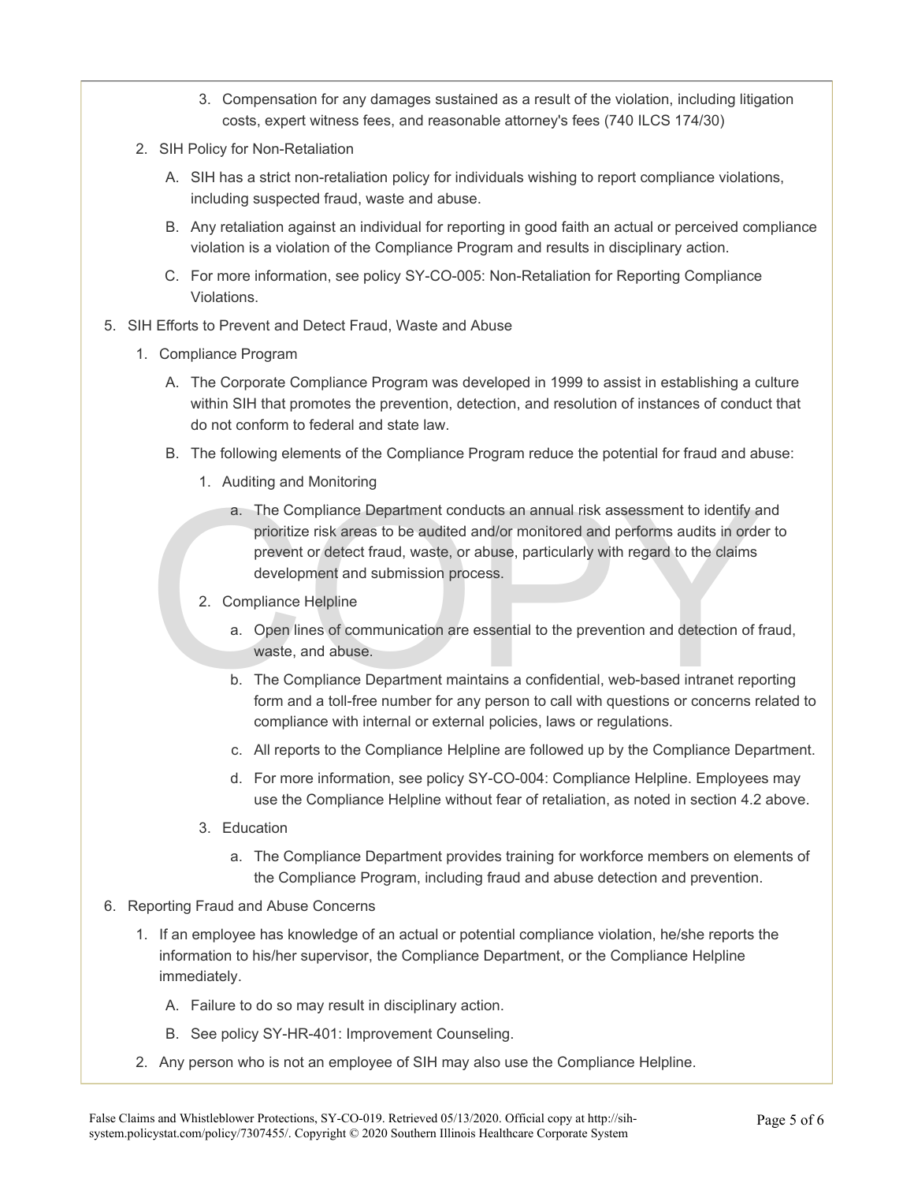3. Compensation for any damages sustained as a result of the violation, including litigation costs, expert witness fees, and reasonable attorney's fees (740 ILCS 174/30)

2. SIH Policy for Non-Retaliation

   A. SIH has a strict non-retaliation policy for individuals wishing to report compliance violations, including suspected fraud, waste and abuse.

   B. Any retaliation against an individual for reporting in good faith an actual or perceived compliance violation is a violation of the Compliance Program and results in disciplinary action.

   C. For more information, see policy SY-CO-005: Non-Retaliation for Reporting Compliance Violations.

5. SIH Efforts to Prevent and Detect Fraud, Waste and Abuse

   1. Compliance Program

      A. The Corporate Compliance Program was developed in 1999 to assist in establishing a culture within SIH that promotes the prevention, detection, and resolution of instances of conduct that do not conform to federal and state law.

      B. The following elements of the Compliance Program reduce the potential for fraud and abuse:

         1. Auditing and Monitoring

            a. The Compliance Department conducts an annual risk assessment to identify and prioritize risk areas to be audited and/or monitored and performs audits in order to prevent or detect fraud, waste, or abuse, particularly with regard to the claims development and submission process.

         2. Compliance Helpline

            a. Open lines of communication are essential to the prevention and detection of fraud, waste, and abuse.

            b. The Compliance Department maintains a confidential, web-based intranet reporting form and a toll-free number for any person to call with questions or concerns related to compliance with internal or external policies, laws or regulations.

            c. All reports to the Compliance Helpline are followed up by the Compliance Department.

            d. For more information, see policy SY-CO-004: Compliance Helpline. Employees may use the Compliance Helpline without fear of retaliation, as noted in section 4.2 above.

         3. Education

            a. The Compliance Department provides training for workforce members on elements of the Compliance Program, including fraud and abuse detection and prevention.

6. Reporting Fraud and Abuse Concerns

   1. If an employee has knowledge of an actual or potential compliance violation, he/she reports the information to his/her supervisor, the Compliance Department, or the Compliance Helpline immediately.

      A. Failure to do so may result in disciplinary action.

      B. See policy SY-HR-401: Improvement Counseling.

   2. Any person who is not an employee of SIH may also use the Compliance Helpline.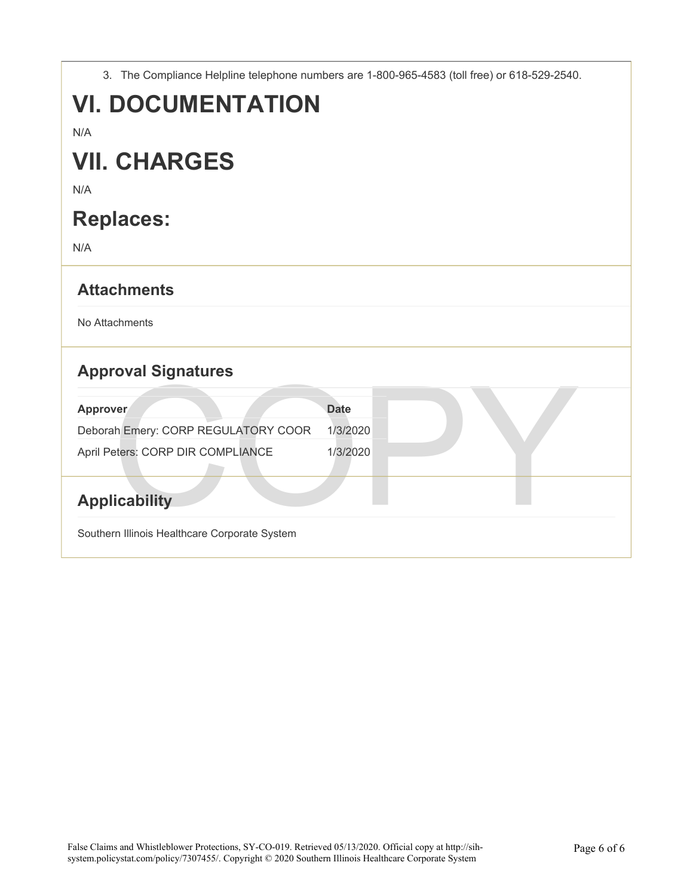3. The Compliance Helpline telephone numbers are 1-800-965-4583 (toll free) or 618-529-2540.

# VI. DOCUMENTATION

N/A

# VII. CHARGES

N/A

## Replaces:

N/A

### Attachments

No Attachments

### Approval Signatures

| Approver | Date |
| --- | --- |
| Deborah Emery: CORP REGULATORY COOR | 1/3/2020 |
| April Peters: CORP DIR COMPLIANCE | 1/3/2020 |

### Applicability

Southern Illinois Healthcare Corporate System